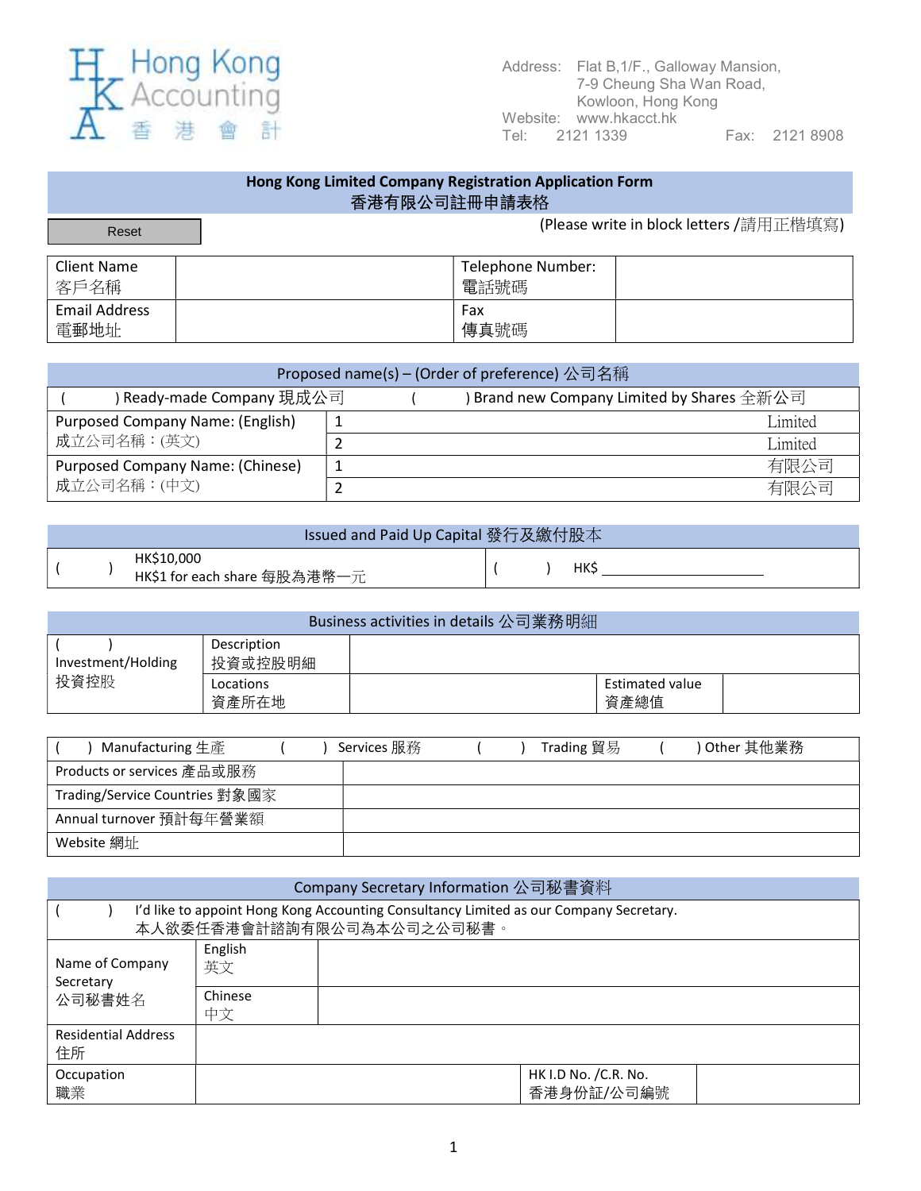Hong Kong Accounting 香港會計

Address: Flat B,1/F., Galloway Mansion, 7-9 Cheung Sha Wan Road, Kowloon, Hong Kong
Website: www.hkacct.hk
Tel: 2121 1339 Fax: 2121 8908

# Hong Kong Limited Company Registration Application Form
# 香港有限公司註冊申請表格

Reset

(Please write in block letters /請用正楷填寫)

| Client Name 客戶名稱 | | Telephone Number: 電話號碼 | |
|---|---|---|---|
| Email Address 電郵地址 | | Fax 傳真號碼 | |

## Proposed name(s) – (Order of preference) 公司名稱

| ( ) Ready-made Company 現成公司 | ( ) Brand new Company Limited by Shares 全新公司 |
|---|---|
| Purposed Company Name: (English) 成立公司名稱：(英文) | 1 Limited |
| | 2 Limited |
| Purposed Company Name: (Chinese) 成立公司名稱：(中文) | 1 有限公司 |
| | 2 有限公司 |

## Issued and Paid Up Capital 發行及繳付股本

| ( ) HK$10,000 HK$1 for each share 每股為港幣一元 | ( ) HK$ ____________ |
|---|---|

## Business activities in details 公司業務明細

| ( ) Investment/Holding 投資控股 | Description 投資或控股明細 | | | |
|---|---|---|---|---|
| | Locations 資產所在地 | | Estimated value 資產總值 | |

| ( ) Manufacturing 生產 ( ) Services 服務 ( ) Trading 貿易 ( ) Other 其他業務 | |
|---|---|
| Products or services 產品或服務 | |
| Trading/Service Countries 對象國家 | |
| Annual turnover 預計每年營業額 | |
| Website 網址 | |

## Company Secretary Information 公司秘書資料

| ( ) I'd like to appoint Hong Kong Accounting Consultancy Limited as our Company Secretary. 本人欲委任香港會計諮詢有限公司為本公司之公司秘書。 | | | | |
|---|---|---|---|---|
| Name of Company Secretary 公司秘書姓名 | English 英文 | | | |
| | Chinese 中文 | | | |
| Residential Address 住所 | | | | |
| Occupation 職業 | | | HK I.D No. /C.R. No. 香港身份証/公司編號 | |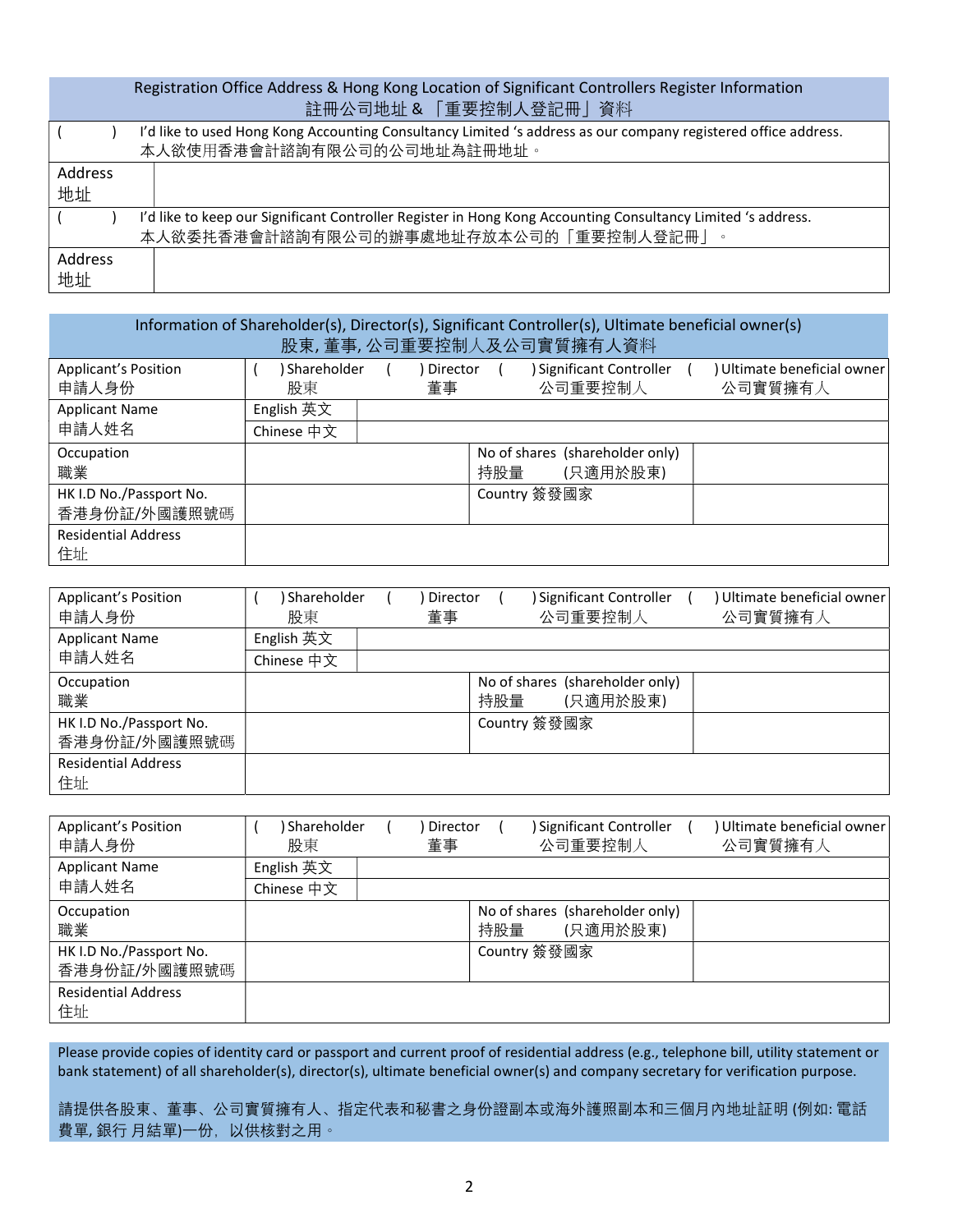| Registration Office Address & Hong Kong Location of Significant Controllers Register Information<br>註冊公司地址 & 「重要控制人登記冊」資料 | |
|---|---|
| (　　) | I'd like to used Hong Kong Accounting Consultancy Limited 's address as our company registered office address.<br>本人欲使用香港會計諮詢有限公司的公司地址為註冊地址。 |
| Address<br>地址 | |
| (　　) | I'd like to keep our Significant Controller Register in Hong Kong Accounting Consultancy Limited 's address.<br>本人欲委托香港會計諮詢有限公司的辦事處地址存放本公司的「重要控制人登記冊」。 |
| Address<br>地址 | |

**Information of Shareholder(s), Director(s), Significant Controller(s), Ultimate beneficial owner(s)**
**股東, 董事, 公司重要控制人及公司實質擁有人資料**

| Applicant's Position<br>申請人身份 | (　) Shareholder<br>股東 | (　) Director<br>董事 | (　) Significant Controller<br>公司重要控制人 | (　) Ultimate beneficial owner<br>公司實質擁有人 |
|---|---|---|---|---|
| Applicant Name<br>申請人姓名 | English 英文 | | | |
| | Chinese 中文 | | | |
| Occupation<br>職業 | | | No of shares (shareholder only)<br>持股量　(只適用於股東) | |
| HK I.D No./Passport No.<br>香港身份証/外國護照號碼 | | | Country 簽發國家 | |
| Residential Address<br>住址 | | | | |

| Applicant's Position<br>申請人身份 | (　) Shareholder<br>股東 | (　) Director<br>董事 | (　) Significant Controller<br>公司重要控制人 | (　) Ultimate beneficial owner<br>公司實質擁有人 |
|---|---|---|---|---|
| Applicant Name<br>申請人姓名 | English 英文 | | | |
| | Chinese 中文 | | | |
| Occupation<br>職業 | | | No of shares (shareholder only)<br>持股量　(只適用於股東) | |
| HK I.D No./Passport No.<br>香港身份証/外國護照號碼 | | | Country 簽發國家 | |
| Residential Address<br>住址 | | | | |

| Applicant's Position<br>申請人身份 | (　) Shareholder<br>股東 | (　) Director<br>董事 | (　) Significant Controller<br>公司重要控制人 | (　) Ultimate beneficial owner<br>公司實質擁有人 |
|---|---|---|---|---|
| Applicant Name<br>申請人姓名 | English 英文 | | | |
| | Chinese 中文 | | | |
| Occupation<br>職業 | | | No of shares (shareholder only)<br>持股量　(只適用於股東) | |
| HK I.D No./Passport No.<br>香港身份証/外國護照號碼 | | | Country 簽發國家 | |
| Residential Address<br>住址 | | | | |

Please provide copies of identity card or passport and current proof of residential address (e.g., telephone bill, utility statement or bank statement) of all shareholder(s), director(s), ultimate beneficial owner(s) and company secretary for verification purpose.

請提供各股東、董事、公司實質擁有人、指定代表和秘書之身份證副本或海外護照副本和三個月內地址証明 (例如: 電話費單, 銀行 月結單)一份，以供核對之用。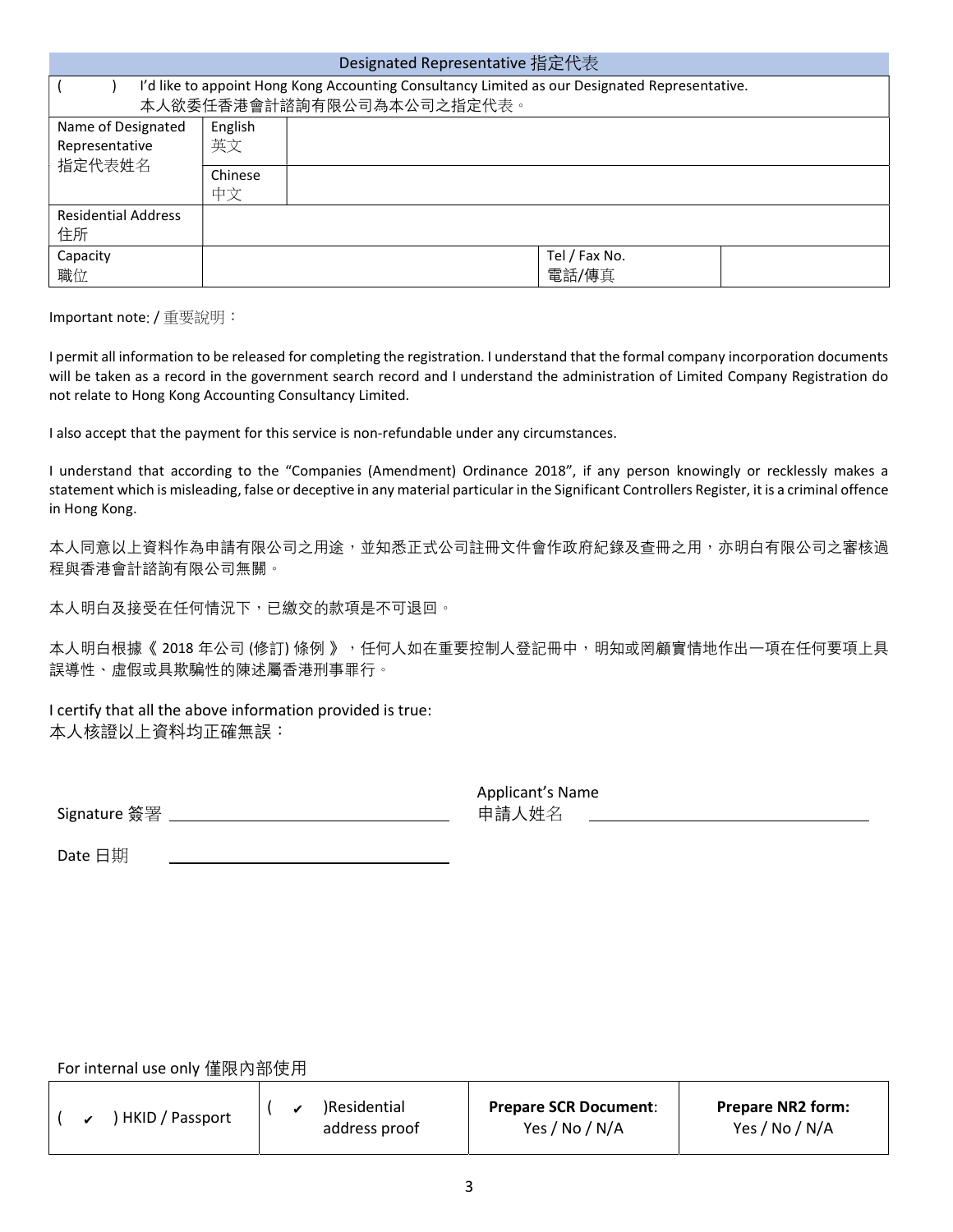| Designated Representative 指定代表 | | | | |
| --- | --- | --- | --- | --- |
| (    ) | I'd like to appoint Hong Kong Accounting Consultancy Limited as our Designated Representative.<br>本人欲委任香港會計諮詢有限公司為本公司之指定代表。 | | | |
| Name of Designated Representative<br>指定代表姓名 | English<br>英文 | | | |
| | Chinese<br>中文 | | | |
| Residential Address<br>住所 | | | | |
| Capacity<br>職位 | | | Tel / Fax No.<br>電話/傳真 | |

Important note: / 重要說明：

I permit all information to be released for completing the registration. I understand that the formal company incorporation documents will be taken as a record in the government search record and I understand the administration of Limited Company Registration do not relate to Hong Kong Accounting Consultancy Limited.

I also accept that the payment for this service is non-refundable under any circumstances.

I understand that according to the "Companies (Amendment) Ordinance 2018", if any person knowingly or recklessly makes a statement which is misleading, false or deceptive in any material particular in the Significant Controllers Register, it is a criminal offence in Hong Kong.

本人同意以上資料作為申請有限公司之用途，並知悉正式公司註冊文件會作政府紀錄及查冊之用，亦明白有限公司之審核過程與香港會計諮詢有限公司無關。

本人明白及接受在任何情況下，已繳交的款項是不可退回。

本人明白根據《 2018 年公司 (修訂) 條例 》，任何人如在重要控制人登記冊中，明知或罔顧實情地作出一項在任何要項上具誤導性、虛假或具欺騙性的陳述屬香港刑事罪行。

I certify that all the above information provided is true:
本人核證以上資料均正確無誤：

Signature 簽署 ______________________________ Applicant's Name 申請人姓名 ______________________________

Date 日期 ______________________________

For internal use only 僅限內部使用

| | | | |
| --- | --- | --- | --- |
| ( ✔ ) HKID / Passport | ( ✔ )Residential address proof | **Prepare SCR Document**: Yes / No / N/A | **Prepare NR2 form:** Yes / No / N/A |